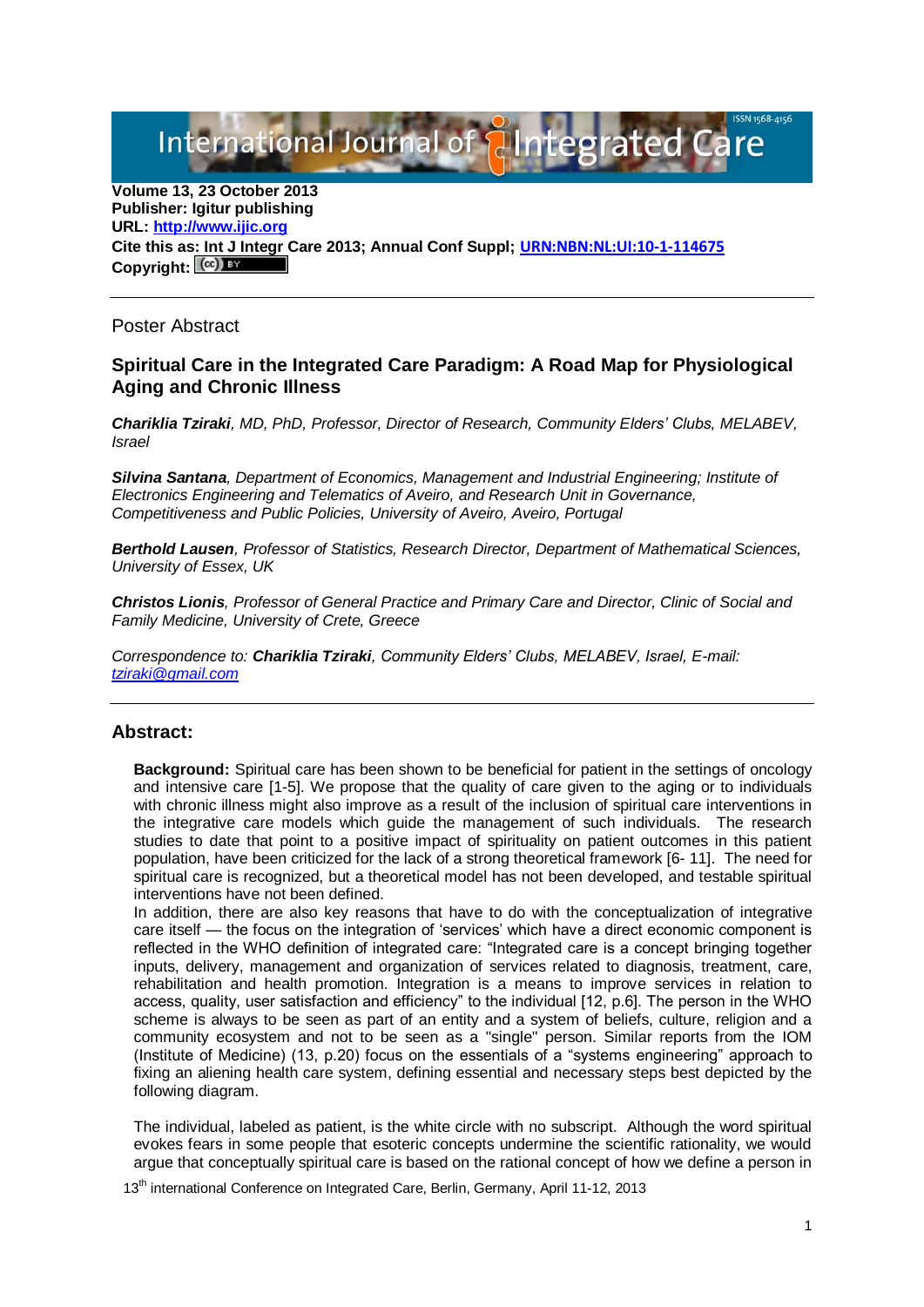International Journal of Integrated Care

**Volume 13, 23 October 2013**
**Publisher: Igitur publishing**
**URL: [http://www.ijic.org](http://www.ijic.org)**
**Cite this as: Int J Integr Care 2013; Annual Conf Suppl; [URN:NBN:NL:UI:10-1-114675](URN:NBN:NL:UI:10-1-114675)**
**Copyright:**

---

Poster Abstract

## Spiritual Care in the Integrated Care Paradigm: A Road Map for Physiological Aging and Chronic Illness

***Chariklia Tziraki****, MD, PhD, Professor, Director of Research, Community Elders' Clubs, MELABEV, Israel*

***Silvina Santana****, Department of Economics, Management and Industrial Engineering; Institute of Electronics Engineering and Telematics of Aveiro, and Research Unit in Governance, Competitiveness and Public Policies, University of Aveiro, Aveiro, Portugal*

***Berthold Lausen****, Professor of Statistics, Research Director, Department of Mathematical Sciences, University of Essex, UK*

***Christos Lionis****, Professor of General Practice and Primary Care and Director, Clinic of Social and Family Medicine, University of Crete, Greece*

*Correspondence to:* ***Chariklia Tziraki****, Community Elders' Clubs, MELABEV, Israel, E-mail: [tziraki@gmail.com](mailto:tziraki@gmail.com)*

---

## Abstract:

**Background:** Spiritual care has been shown to be beneficial for patient in the settings of oncology and intensive care [1-5]. We propose that the quality of care given to the aging or to individuals with chronic illness might also improve as a result of the inclusion of spiritual care interventions in the integrative care models which guide the management of such individuals. The research studies to date that point to a positive impact of spirituality on patient outcomes in this patient population, have been criticized for the lack of a strong theoretical framework [6- 11]. The need for spiritual care is recognized, but a theoretical model has not been developed, and testable spiritual interventions have not been defined.

In addition, there are also key reasons that have to do with the conceptualization of integrative care itself — the focus on the integration of 'services' which have a direct economic component is reflected in the WHO definition of integrated care: "Integrated care is a concept bringing together inputs, delivery, management and organization of services related to diagnosis, treatment, care, rehabilitation and health promotion. Integration is a means to improve services in relation to access, quality, user satisfaction and efficiency" to the individual [12, p.6]. The person in the WHO scheme is always to be seen as part of an entity and a system of beliefs, culture, religion and a community ecosystem and not to be seen as a "single" person. Similar reports from the IOM (Institute of Medicine) (13, p.20) focus on the essentials of a "systems engineering" approach to fixing an aliening health care system, defining essential and necessary steps best depicted by the following diagram.

The individual, labeled as patient, is the white circle with no subscript. Although the word spiritual evokes fears in some people that esoteric concepts undermine the scientific rationality, we would argue that conceptually spiritual care is based on the rational concept of how we define a person in

13th international Conference on Integrated Care, Berlin, Germany, April 11-12, 2013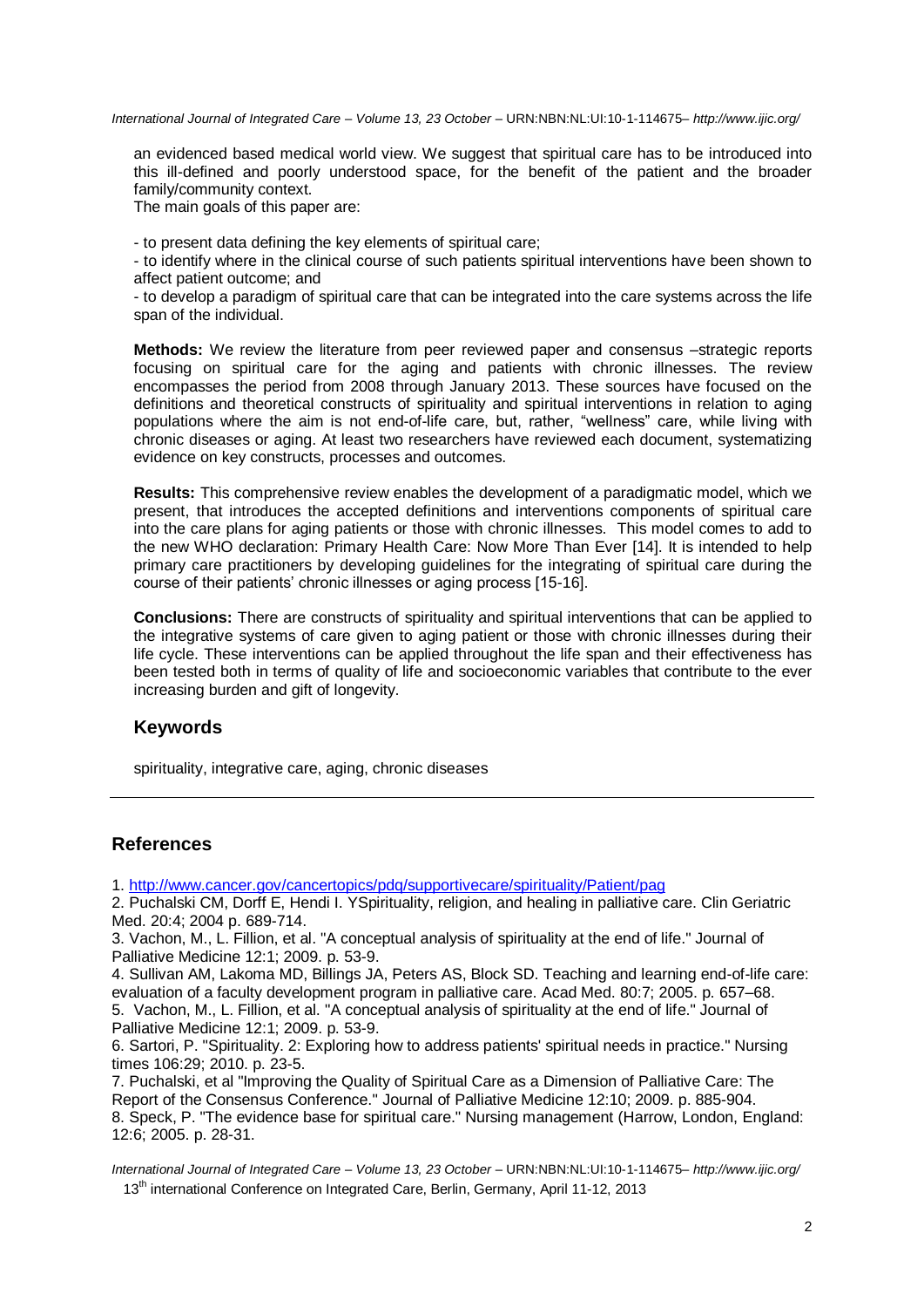an evidenced based medical world view. We suggest that spiritual care has to be introduced into this ill-defined and poorly understood space, for the benefit of the patient and the broader family/community context.

The main goals of this paper are:

- to present data defining the key elements of spiritual care;
- to identify where in the clinical course of such patients spiritual interventions have been shown to affect patient outcome; and
- to develop a paradigm of spiritual care that can be integrated into the care systems across the life span of the individual.

**Methods:** We review the literature from peer reviewed paper and consensus –strategic reports focusing on spiritual care for the aging and patients with chronic illnesses. The review encompasses the period from 2008 through January 2013. These sources have focused on the definitions and theoretical constructs of spirituality and spiritual interventions in relation to aging populations where the aim is not end-of-life care, but, rather, "wellness" care, while living with chronic diseases or aging. At least two researchers have reviewed each document, systematizing evidence on key constructs, processes and outcomes.

**Results:** This comprehensive review enables the development of a paradigmatic model, which we present, that introduces the accepted definitions and interventions components of spiritual care into the care plans for aging patients or those with chronic illnesses. This model comes to add to the new WHO declaration: Primary Health Care: Now More Than Ever [14]. It is intended to help primary care practitioners by developing guidelines for the integrating of spiritual care during the course of their patients' chronic illnesses or aging process [15-16].

**Conclusions:** There are constructs of spirituality and spiritual interventions that can be applied to the integrative systems of care given to aging patient or those with chronic illnesses during their life cycle. These interventions can be applied throughout the life span and their effectiveness has been tested both in terms of quality of life and socioeconomic variables that contribute to the ever increasing burden and gift of longevity.

## Keywords

spirituality, integrative care, aging, chronic diseases

## References

1. http://www.cancer.gov/cancertopics/pdq/supportivecare/spirituality/Patient/pag
2. Puchalski CM, Dorff E, Hendi I. YSpirituality, religion, and healing in palliative care. Clin Geriatric Med. 20:4; 2004 p. 689-714.
3. Vachon, M., L. Fillion, et al. "A conceptual analysis of spirituality at the end of life." Journal of Palliative Medicine 12:1; 2009. p. 53-9.
4. Sullivan AM, Lakoma MD, Billings JA, Peters AS, Block SD. Teaching and learning end-of-life care: evaluation of a faculty development program in palliative care. Acad Med. 80:7; 2005. p. 657–68.
5. Vachon, M., L. Fillion, et al. "A conceptual analysis of spirituality at the end of life." Journal of Palliative Medicine 12:1; 2009. p. 53-9.
6. Sartori, P. "Spirituality. 2: Exploring how to address patients' spiritual needs in practice." Nursing times 106:29; 2010. p. 23-5.
7. Puchalski, et al "Improving the Quality of Spiritual Care as a Dimension of Palliative Care: The Report of the Consensus Conference." Journal of Palliative Medicine 12:10; 2009. p. 885-904.
8. Speck, P. "The evidence base for spiritual care." Nursing management (Harrow, London, England: 12:6; 2005. p. 28-31.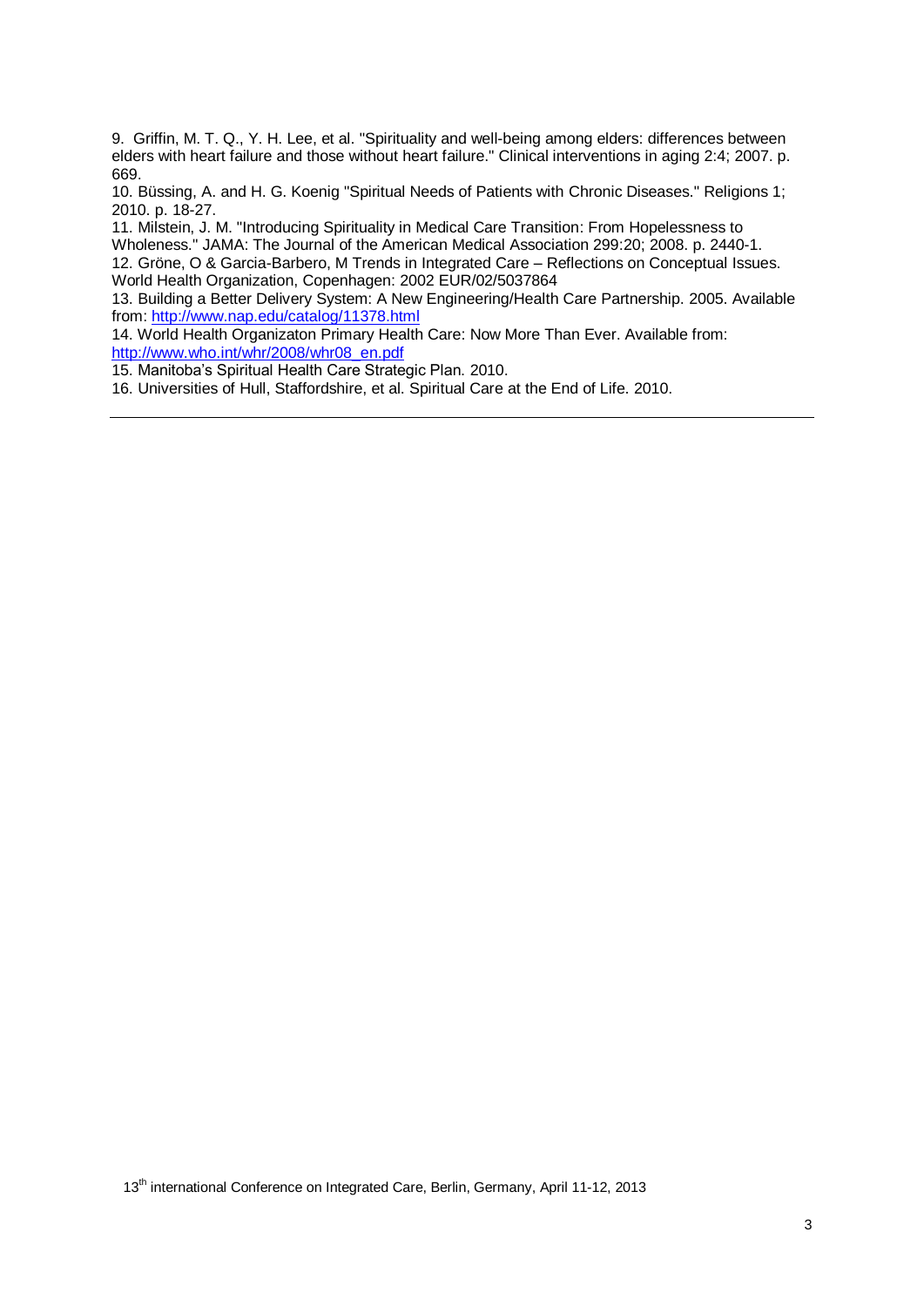9. Griffin, M. T. Q., Y. H. Lee, et al. "Spirituality and well-being among elders: differences between elders with heart failure and those without heart failure." Clinical interventions in aging 2:4; 2007. p. 669.

10. Büssing, A. and H. G. Koenig "Spiritual Needs of Patients with Chronic Diseases." Religions 1; 2010. p. 18-27.

11. Milstein, J. M. "Introducing Spirituality in Medical Care Transition: From Hopelessness to Wholeness." JAMA: The Journal of the American Medical Association 299:20; 2008. p. 2440-1.

12. Gröne, O & Garcia-Barbero, M Trends in Integrated Care – Reflections on Conceptual Issues. World Health Organization, Copenhagen: 2002 EUR/02/5037864

13. Building a Better Delivery System: A New Engineering/Health Care Partnership. 2005. Available from: http://www.nap.edu/catalog/11378.html

14. World Health Organizaton Primary Health Care: Now More Than Ever. Available from: http://www.who.int/whr/2008/whr08_en.pdf

15. Manitoba's Spiritual Health Care Strategic Plan. 2010.

16. Universities of Hull, Staffordshire, et al. Spiritual Care at the End of Life. 2010.

---